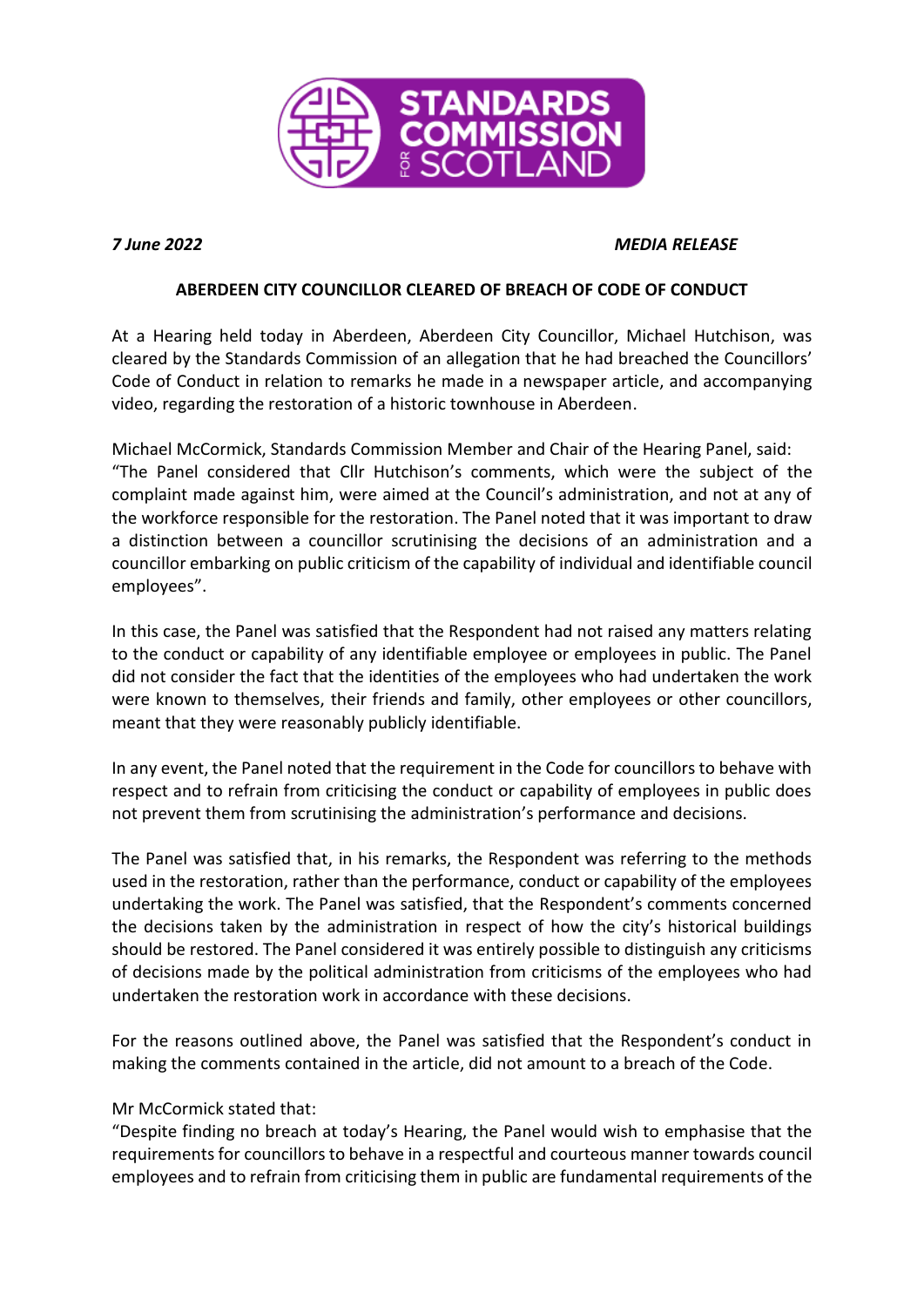*7 June 2022* *MEDIA RELEASE*

**ABERDEEN CITY COUNCILLOR CLEARED OF BREACH OF CODE OF CONDUCT**

At a Hearing held today in Aberdeen, Aberdeen City Councillor, Michael Hutchison, was cleared by the Standards Commission of an allegation that he had breached the Councillors' Code of Conduct in relation to remarks he made in a newspaper article, and accompanying video, regarding the restoration of a historic townhouse in Aberdeen.

Michael McCormick, Standards Commission Member and Chair of the Hearing Panel, said: "The Panel considered that Cllr Hutchison's comments, which were the subject of the complaint made against him, were aimed at the Council's administration, and not at any of the workforce responsible for the restoration. The Panel noted that it was important to draw a distinction between a councillor scrutinising the decisions of an administration and a councillor embarking on public criticism of the capability of individual and identifiable council employees".

In this case, the Panel was satisfied that the Respondent had not raised any matters relating to the conduct or capability of any identifiable employee or employees in public. The Panel did not consider the fact that the identities of the employees who had undertaken the work were known to themselves, their friends and family, other employees or other councillors, meant that they were reasonably publicly identifiable.

In any event, the Panel noted that the requirement in the Code for councillors to behave with respect and to refrain from criticising the conduct or capability of employees in public does not prevent them from scrutinising the administration's performance and decisions.

The Panel was satisfied that, in his remarks, the Respondent was referring to the methods used in the restoration, rather than the performance, conduct or capability of the employees undertaking the work. The Panel was satisfied, that the Respondent's comments concerned the decisions taken by the administration in respect of how the city's historical buildings should be restored. The Panel considered it was entirely possible to distinguish any criticisms of decisions made by the political administration from criticisms of the employees who had undertaken the restoration work in accordance with these decisions.

For the reasons outlined above, the Panel was satisfied that the Respondent's conduct in making the comments contained in the article, did not amount to a breach of the Code.

Mr McCormick stated that:
"Despite finding no breach at today's Hearing, the Panel would wish to emphasise that the requirements for councillors to behave in a respectful and courteous manner towards council employees and to refrain from criticising them in public are fundamental requirements of the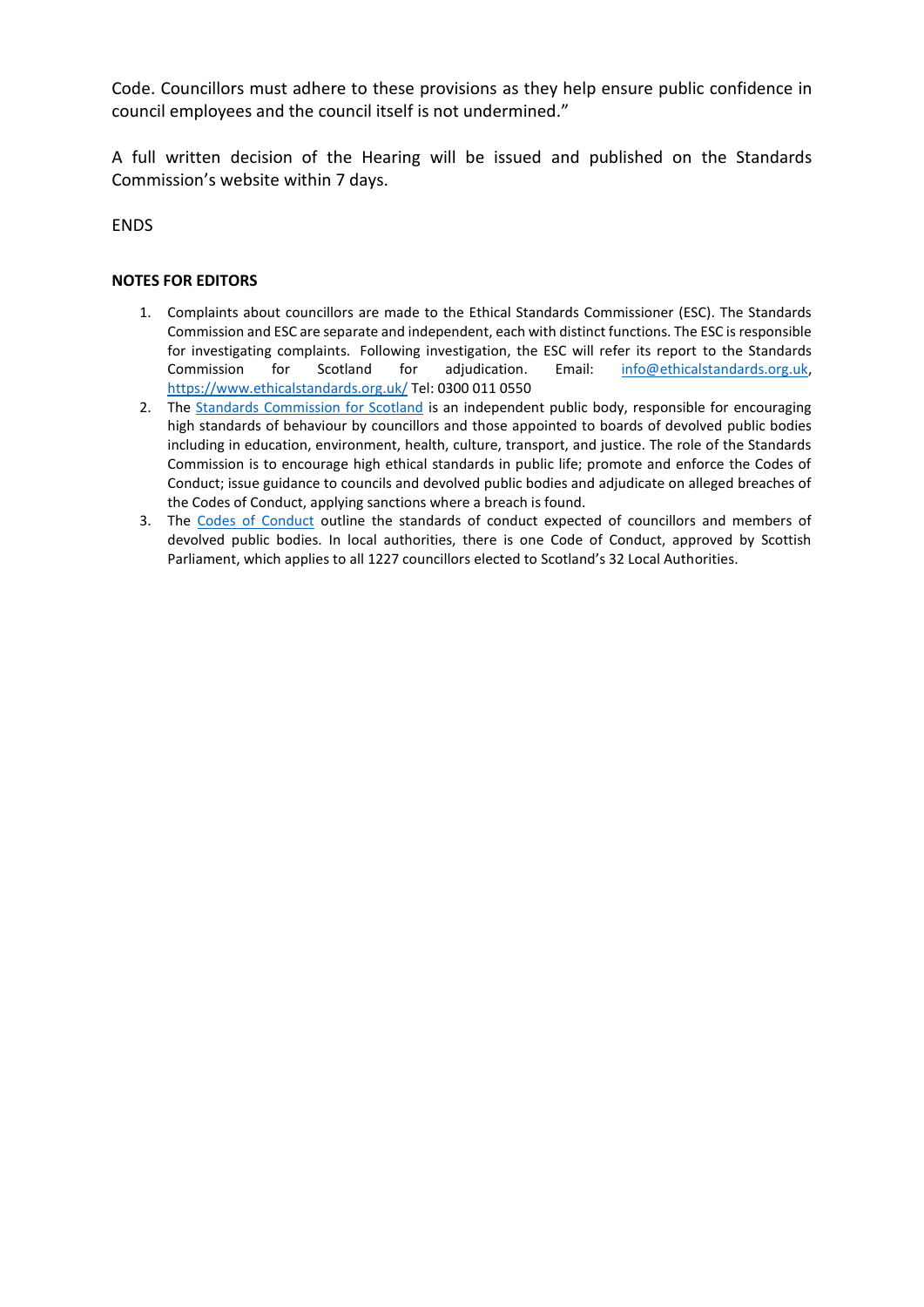Code. Councillors must adhere to these provisions as they help ensure public confidence in council employees and the council itself is not undermined."

A full written decision of the Hearing will be issued and published on the Standards Commission's website within 7 days.

ENDS

**NOTES FOR EDITORS**

1. Complaints about councillors are made to the Ethical Standards Commissioner (ESC). The Standards Commission and ESC are separate and independent, each with distinct functions. The ESC is responsible for investigating complaints. Following investigation, the ESC will refer its report to the Standards Commission for Scotland for adjudication. Email: info@ethicalstandards.org.uk, https://www.ethicalstandards.org.uk/ Tel: 0300 011 0550
2. The Standards Commission for Scotland is an independent public body, responsible for encouraging high standards of behaviour by councillors and those appointed to boards of devolved public bodies including in education, environment, health, culture, transport, and justice. The role of the Standards Commission is to encourage high ethical standards in public life; promote and enforce the Codes of Conduct; issue guidance to councils and devolved public bodies and adjudicate on alleged breaches of the Codes of Conduct, applying sanctions where a breach is found.
3. The Codes of Conduct outline the standards of conduct expected of councillors and members of devolved public bodies. In local authorities, there is one Code of Conduct, approved by Scottish Parliament, which applies to all 1227 councillors elected to Scotland's 32 Local Authorities.